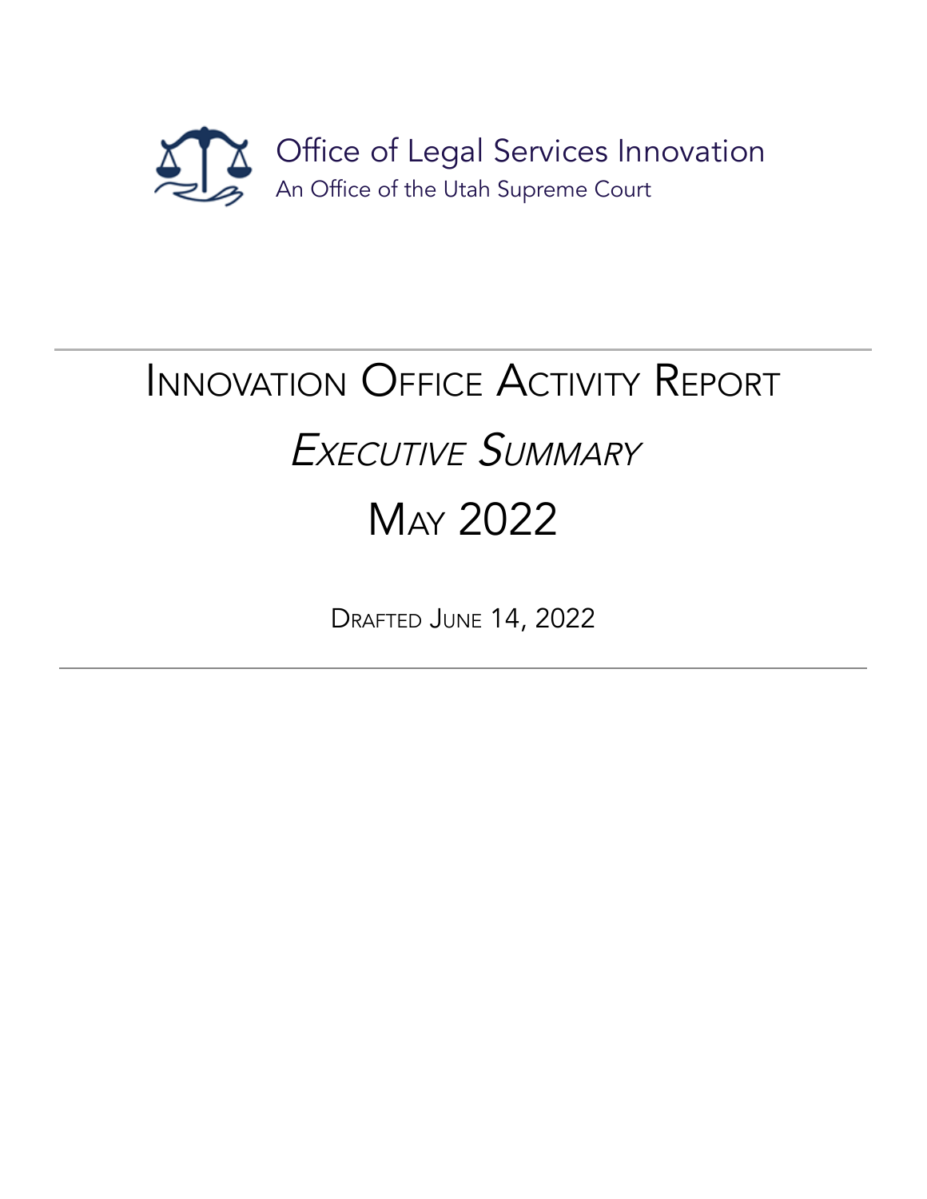Office of Legal Services Innovation

An Office of the Utah Supreme Court

# Innovation Office Activity Report

## *Executive Summary*

## May 2022

Drafted June 14, 2022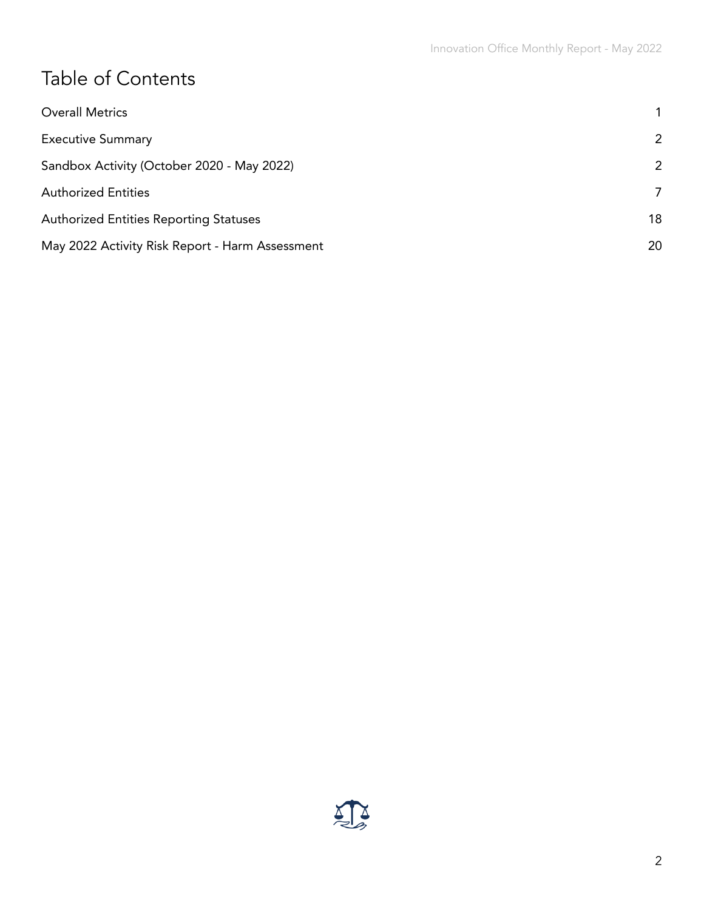# Table of Contents

| | |
|---|---|
| Overall Metrics | 1 |
| Executive Summary | 2 |
| Sandbox Activity (October 2020 - May 2022) | 2 |
| Authorized Entities | 7 |
| Authorized Entities Reporting Statuses | 18 |
| May 2022 Activity Risk Report - Harm Assessment | 20 |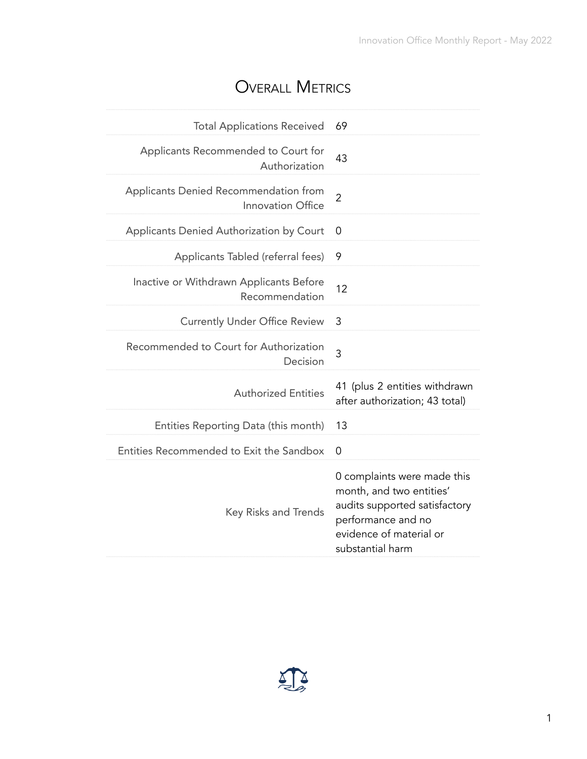# Overall Metrics

| | |
|---|---|
| Total Applications Received | 69 |
| Applicants Recommended to Court for Authorization | 43 |
| Applicants Denied Recommendation from Innovation Office | 2 |
| Applicants Denied Authorization by Court | 0 |
| Applicants Tabled (referral fees) | 9 |
| Inactive or Withdrawn Applicants Before Recommendation | 12 |
| Currently Under Office Review | 3 |
| Recommended to Court for Authorization Decision | 3 |
| Authorized Entities | 41 (plus 2 entities withdrawn after authorization; 43 total) |
| Entities Reporting Data (this month) | 13 |
| Entities Recommended to Exit the Sandbox | 0 |
| Key Risks and Trends | 0 complaints were made this month, and two entities' audits supported satisfactory performance and no evidence of material or substantial harm |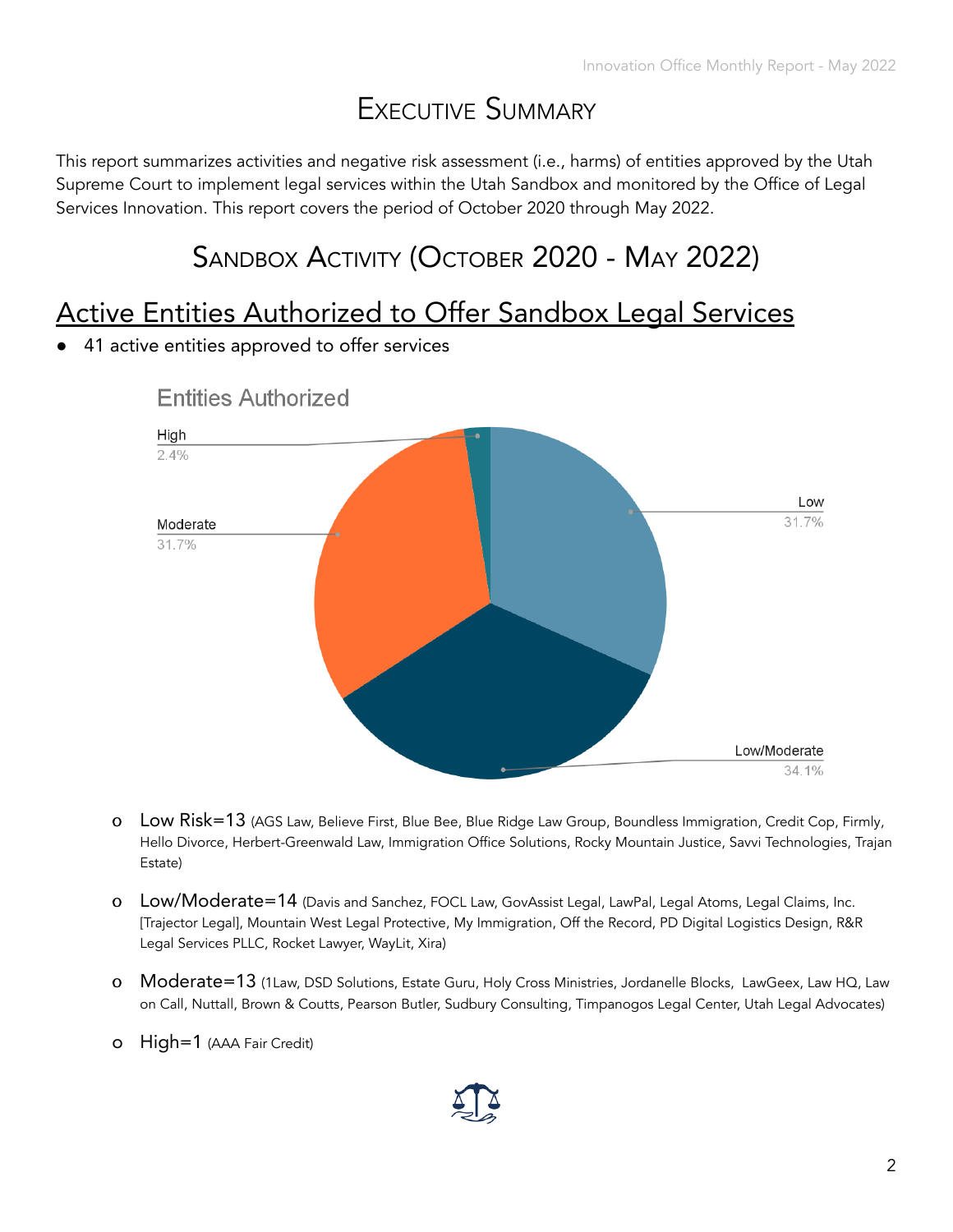# Executive Summary

This report summarizes activities and negative risk assessment (i.e., harms) of entities approved by the Utah Supreme Court to implement legal services within the Utah Sandbox and monitored by the Office of Legal Services Innovation. This report covers the period of October 2020 through May 2022.

## Sandbox Activity (October 2020 - May 2022)

## Active Entities Authorized to Offer Sandbox Legal Services

- 41 active entities approved to offer services

Entities Authorized

High 2.4%
Moderate 31.7%
Low 31.7%
Low/Moderate 34.1%

- Low Risk=13 (AGS Law, Believe First, Blue Bee, Blue Ridge Law Group, Boundless Immigration, Credit Cop, Firmly, Hello Divorce, Herbert-Greenwald Law, Immigration Office Solutions, Rocky Mountain Justice, Savvi Technologies, Trajan Estate)
- Low/Moderate=14 (Davis and Sanchez, FOCL Law, GovAssist Legal, LawPal, Legal Atoms, Legal Claims, Inc. [Trajector Legal], Mountain West Legal Protective, My Immigration, Off the Record, PD Digital Logistics Design, R&R Legal Services PLLC, Rocket Lawyer, WayLit, Xira)
- Moderate=13 (1Law, DSD Solutions, Estate Guru, Holy Cross Ministries, Jordanelle Blocks, LawGeex, Law HQ, Law on Call, Nuttall, Brown & Coutts, Pearson Butler, Sudbury Consulting, Timpanogos Legal Center, Utah Legal Advocates)
- High=1 (AAA Fair Credit)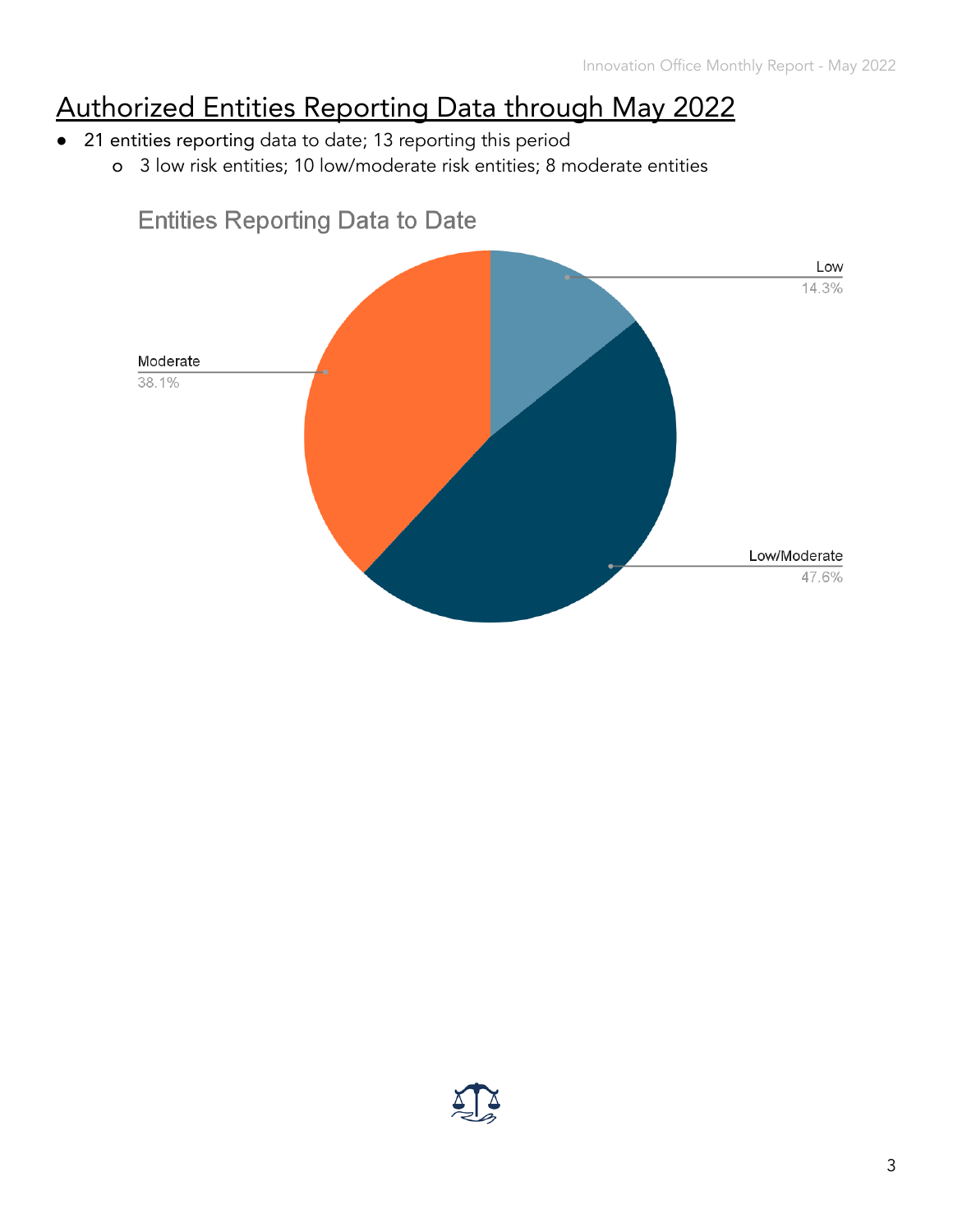## Authorized Entities Reporting Data through May 2022

- **21 entities reporting** data to date; 13 reporting this period
  - 3 low risk entities; 10 low/moderate risk entities; 8 moderate entities

Entities Reporting Data to Date

| Category | Percentage |
| --- | --- |
| Low | 14.3% |
| Low/Moderate | 47.6% |
| Moderate | 38.1% |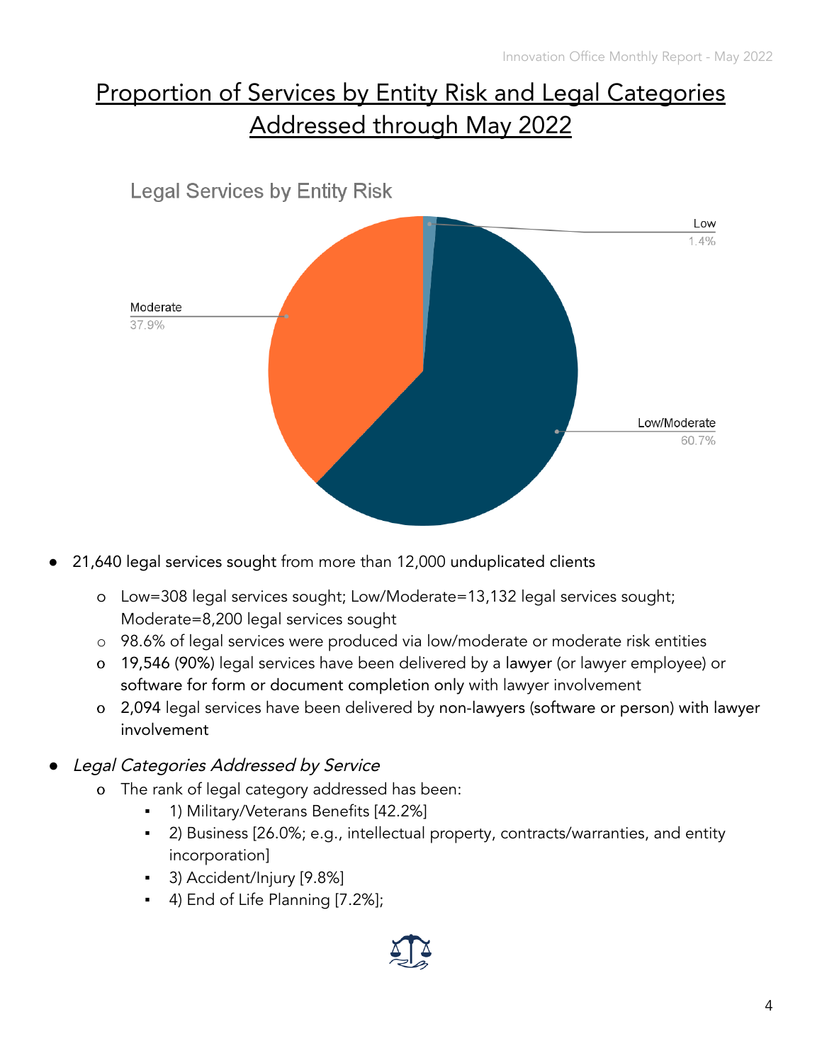# Proportion of Services by Entity Risk and Legal Categories Addressed through May 2022

Legal Services by Entity Risk

Low 1.4%

Moderate 37.9%

Low/Moderate 60.7%

- 21,640 legal services sought from more than 12,000 unduplicated clients
  - Low=308 legal services sought; Low/Moderate=13,132 legal services sought; Moderate=8,200 legal services sought
  - 98.6% of legal services were produced via low/moderate or moderate risk entities
  - 19,546 (90%) legal services have been delivered by a lawyer (or lawyer employee) or software for form or document completion only with lawyer involvement
  - 2,094 legal services have been delivered by non-lawyers (software or person) with lawyer involvement
- *Legal Categories Addressed by Service*
  - The rank of legal category addressed has been:
    - 1) Military/Veterans Benefits [42.2%]
    - 2) Business [26.0%; e.g., intellectual property, contracts/warranties, and entity incorporation]
    - 3) Accident/Injury [9.8%]
    - 4) End of Life Planning [7.2%];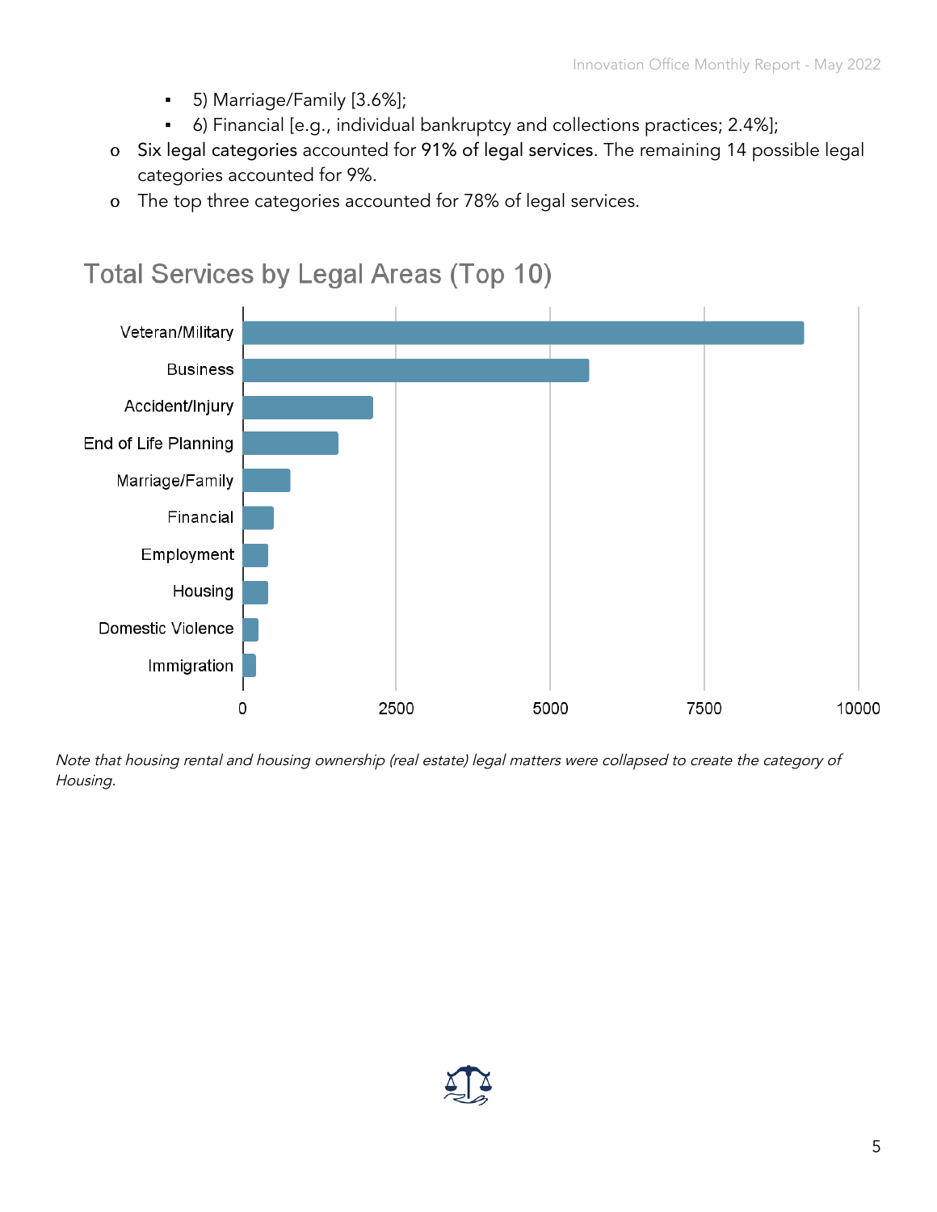- 5) Marriage/Family [3.6%];
    - 6) Financial [e.g., individual bankruptcy and collections practices; 2.4%];
- Six legal categories accounted for **91% of legal services**. The remaining 14 possible legal categories accounted for 9%.
- The top three categories accounted for 78% of legal services.

## Total Services by Legal Areas (Top 10)

| Legal Area | Total Services (approx.) |
|---|---|
| Veteran/Military | ~9100 |
| Business | ~5600 |
| Accident/Injury | ~2100 |
| End of Life Planning | ~1550 |
| Marriage/Family | ~770 |
| Financial | ~500 |
| Employment | ~420 |
| Housing | ~420 |
| Domestic Violence | ~250 |
| Immigration | ~220 |

*Note that housing rental and housing ownership (real estate) legal matters were collapsed to create the category of Housing.*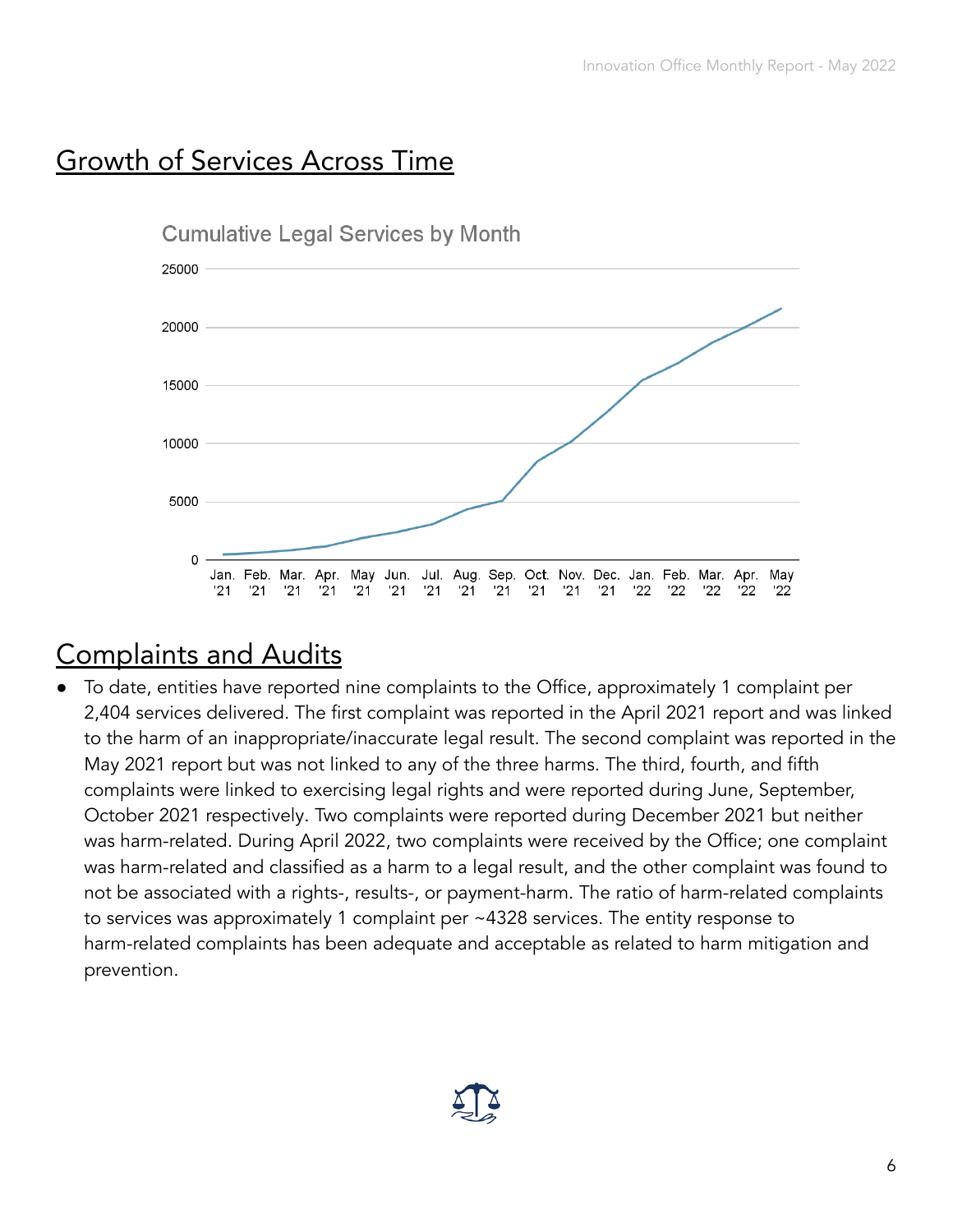## Growth of Services Across Time

Cumulative Legal Services by Month

## Complaints and Audits

- To date, entities have reported nine complaints to the Office, approximately 1 complaint per 2,404 services delivered. The first complaint was reported in the April 2021 report and was linked to the harm of an inappropriate/inaccurate legal result. The second complaint was reported in the May 2021 report but was not linked to any of the three harms. The third, fourth, and fifth complaints were linked to exercising legal rights and were reported during June, September, October 2021 respectively. Two complaints were reported during December 2021 but neither was harm-related. During April 2022, two complaints were received by the Office; one complaint was harm-related and classified as a harm to a legal result, and the other complaint was found to not be associated with a rights-, results-, or payment-harm. The ratio of harm-related complaints to services was approximately 1 complaint per ~4328 services. The entity response to harm-related complaints has been adequate and acceptable as related to harm mitigation and prevention.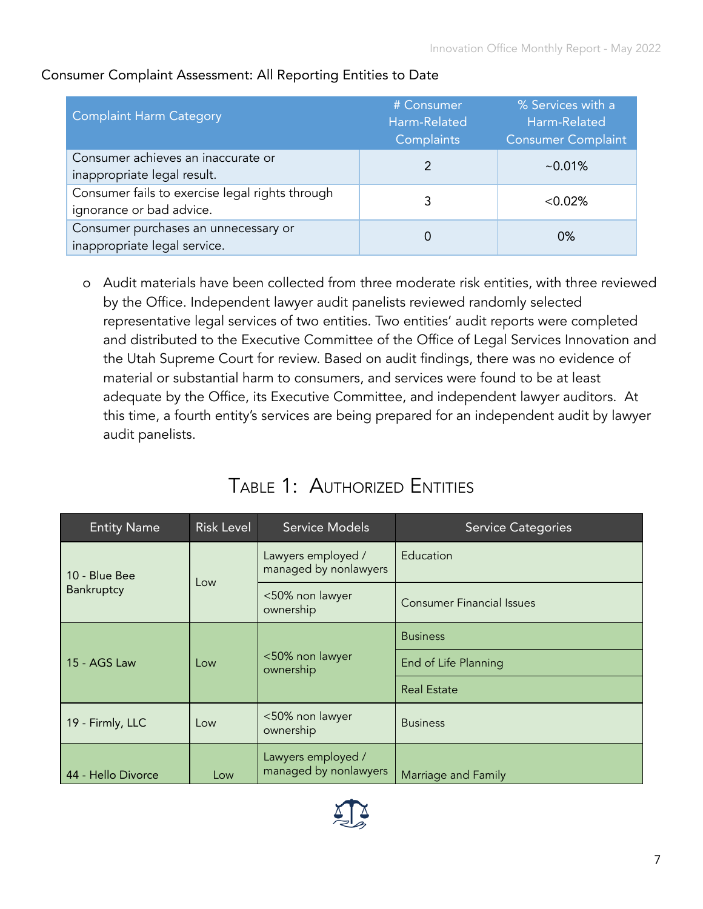Consumer Complaint Assessment: All Reporting Entities to Date

| Complaint Harm Category | # Consumer Harm-Related Complaints | % Services with a Harm-Related Consumer Complaint |
|---|---|---|
| Consumer achieves an inaccurate or inappropriate legal result. | 2 | ~0.01% |
| Consumer fails to exercise legal rights through ignorance or bad advice. | 3 | <0.02% |
| Consumer purchases an unnecessary or inappropriate legal service. | 0 | 0% |

- Audit materials have been collected from three moderate risk entities, with three reviewed by the Office. Independent lawyer audit panelists reviewed randomly selected representative legal services of two entities. Two entities' audit reports were completed and distributed to the Executive Committee of the Office of Legal Services Innovation and the Utah Supreme Court for review. Based on audit findings, there was no evidence of material or substantial harm to consumers, and services were found to be at least adequate by the Office, its Executive Committee, and independent lawyer auditors. At this time, a fourth entity's services are being prepared for an independent audit by lawyer audit panelists.

## Table 1: Authorized Entities

| Entity Name | Risk Level | Service Models | Service Categories |
|---|---|---|---|
| 10 - Blue Bee Bankruptcy | Low | Lawyers employed / managed by nonlawyers | Education |
| | | <50% non lawyer ownership | Consumer Financial Issues |
| 15 - AGS Law | Low | <50% non lawyer ownership | Business |
| | | | End of Life Planning |
| | | | Real Estate |
| 19 - Firmly, LLC | Low | <50% non lawyer ownership | Business |
| 44 - Hello Divorce | Low | Lawyers employed / managed by nonlawyers | Marriage and Family |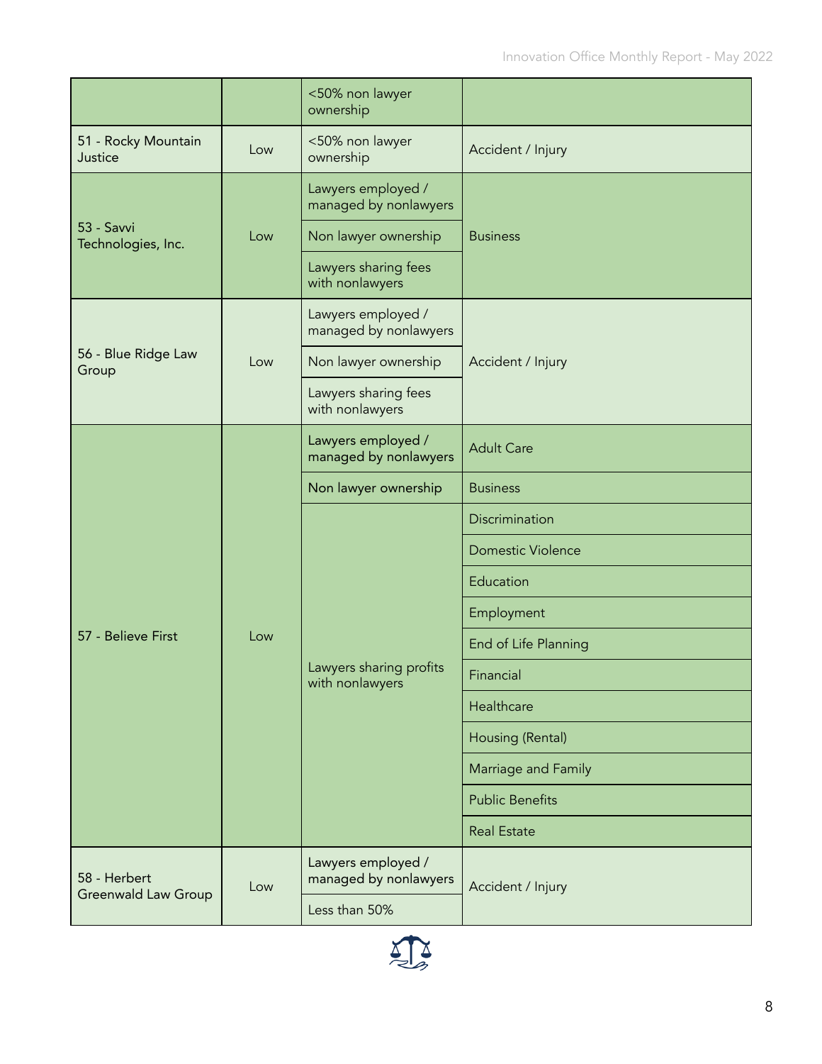| | | <50% non lawyer ownership | |
|---|---|---|---|
| 51 - Rocky Mountain Justice | Low | <50% non lawyer ownership | Accident / Injury |
| 53 - Savvi Technologies, Inc. | Low | Lawyers employed / managed by nonlawyers | Business |
| | | Non lawyer ownership | |
| | | Lawyers sharing fees with nonlawyers | |
| 56 - Blue Ridge Law Group | Low | Lawyers employed / managed by nonlawyers | Accident / Injury |
| | | Non lawyer ownership | |
| | | Lawyers sharing fees with nonlawyers | |
| 57 - Believe First | Low | Lawyers employed / managed by nonlawyers | Adult Care |
| | | Non lawyer ownership | Business |
| | | Lawyers sharing profits with nonlawyers | Discrimination |
| | | | Domestic Violence |
| | | | Education |
| | | | Employment |
| | | | End of Life Planning |
| | | | Financial |
| | | | Healthcare |
| | | | Housing (Rental) |
| | | | Marriage and Family |
| | | | Public Benefits |
| | | | Real Estate |
| 58 - Herbert Greenwald Law Group | Low | Lawyers employed / managed by nonlawyers | Accident / Injury |
| | | Less than 50% | |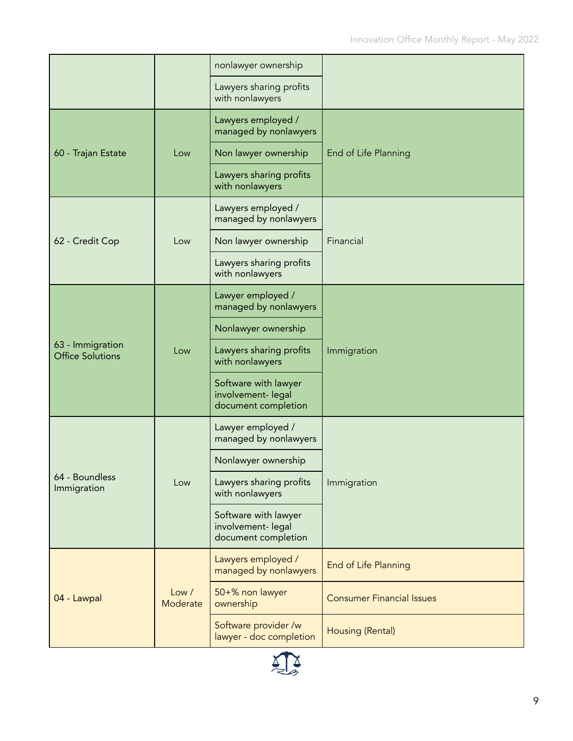| | | | |
|---|---|---|---|
| | | nonlawyer ownership | |
| | | Lawyers sharing profits with nonlawyers | |
| 60 - Trajan Estate | Low | Lawyers employed / managed by nonlawyers | End of Life Planning |
| | | Non lawyer ownership | |
| | | Lawyers sharing profits with nonlawyers | |
| 62 - Credit Cop | Low | Lawyers employed / managed by nonlawyers | Financial |
| | | Non lawyer ownership | |
| | | Lawyers sharing profits with nonlawyers | |
| 63 - Immigration Office Solutions | Low | Lawyer employed / managed by nonlawyers | Immigration |
| | | Nonlawyer ownership | |
| | | Lawyers sharing profits with nonlawyers | |
| | | Software with lawyer involvement- legal document completion | |
| 64 - Boundless Immigration | Low | Lawyer employed / managed by nonlawyers | Immigration |
| | | Nonlawyer ownership | |
| | | Lawyers sharing profits with nonlawyers | |
| | | Software with lawyer involvement- legal document completion | |
| 04 - Lawpal | Low / Moderate | Lawyers employed / managed by nonlawyers | End of Life Planning |
| | | 50+% non lawyer ownership | Consumer Financial Issues |
| | | Software provider /w lawyer - doc completion | Housing (Rental) |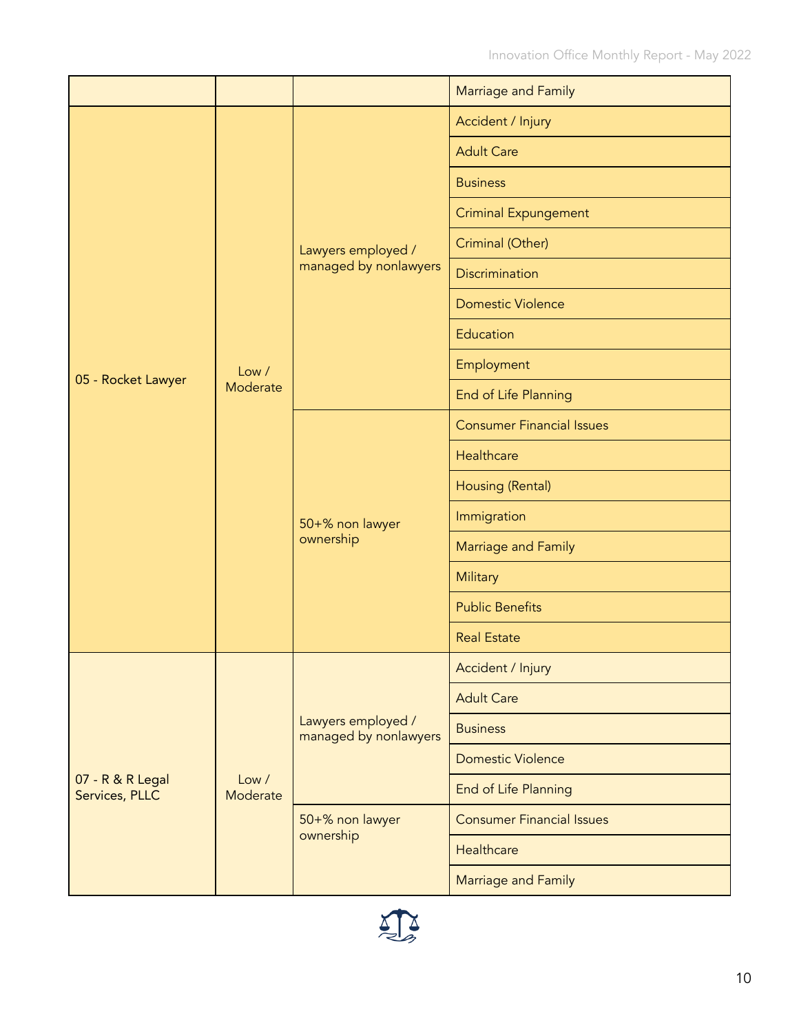| | | | Marriage and Family |
|---|---|---|---|
| 05 - Rocket Lawyer | Low / Moderate | Lawyers employed / managed by nonlawyers | Accident / Injury |
| | | | Adult Care |
| | | | Business |
| | | | Criminal Expungement |
| | | | Criminal (Other) |
| | | | Discrimination |
| | | | Domestic Violence |
| | | | Education |
| | | | Employment |
| | | | End of Life Planning |
| | | 50+% non lawyer ownership | Consumer Financial Issues |
| | | | Healthcare |
| | | | Housing (Rental) |
| | | | Immigration |
| | | | Marriage and Family |
| | | | Military |
| | | | Public Benefits |
| | | | Real Estate |
| 07 - R & R Legal Services, PLLC | Low / Moderate | Lawyers employed / managed by nonlawyers | Accident / Injury |
| | | | Adult Care |
| | | | Business |
| | | | Domestic Violence |
| | | | End of Life Planning |
| | | 50+% non lawyer ownership | Consumer Financial Issues |
| | | | Healthcare |
| | | | Marriage and Family |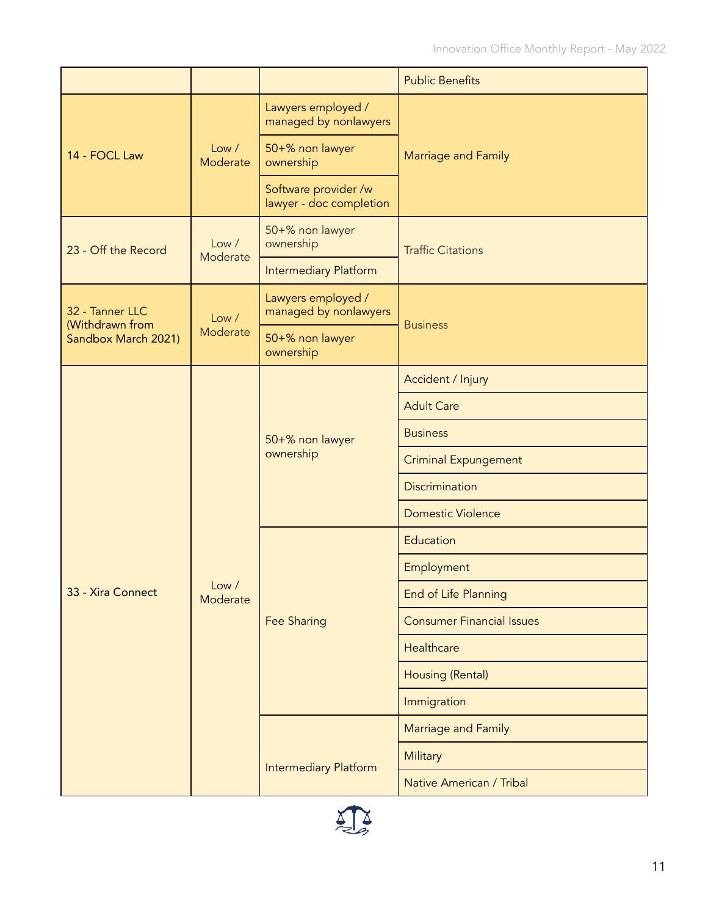| | | | Public Benefits |
|---|---|---|---|
| 14 - FOCL Law | Low / Moderate | Lawyers employed / managed by nonlawyers | Marriage and Family |
| | | 50+% non lawyer ownership | |
| | | Software provider /w lawyer - doc completion | |
| 23 - Off the Record | Low / Moderate | 50+% non lawyer ownership | Traffic Citations |
| | | Intermediary Platform | |
| 32 - Tanner LLC (Withdrawn from Sandbox March 2021) | Low / Moderate | Lawyers employed / managed by nonlawyers | Business |
| | | 50+% non lawyer ownership | |
| 33 - Xira Connect | Low / Moderate | 50+% non lawyer ownership | Accident / Injury |
| | | | Adult Care |
| | | | Business |
| | | | Criminal Expungement |
| | | | Discrimination |
| | | | Domestic Violence |
| | | Fee Sharing | Education |
| | | | Employment |
| | | | End of Life Planning |
| | | | Consumer Financial Issues |
| | | | Healthcare |
| | | | Housing (Rental) |
| | | | Immigration |
| | | Intermediary Platform | Marriage and Family |
| | | | Military |
| | | | Native American / Tribal |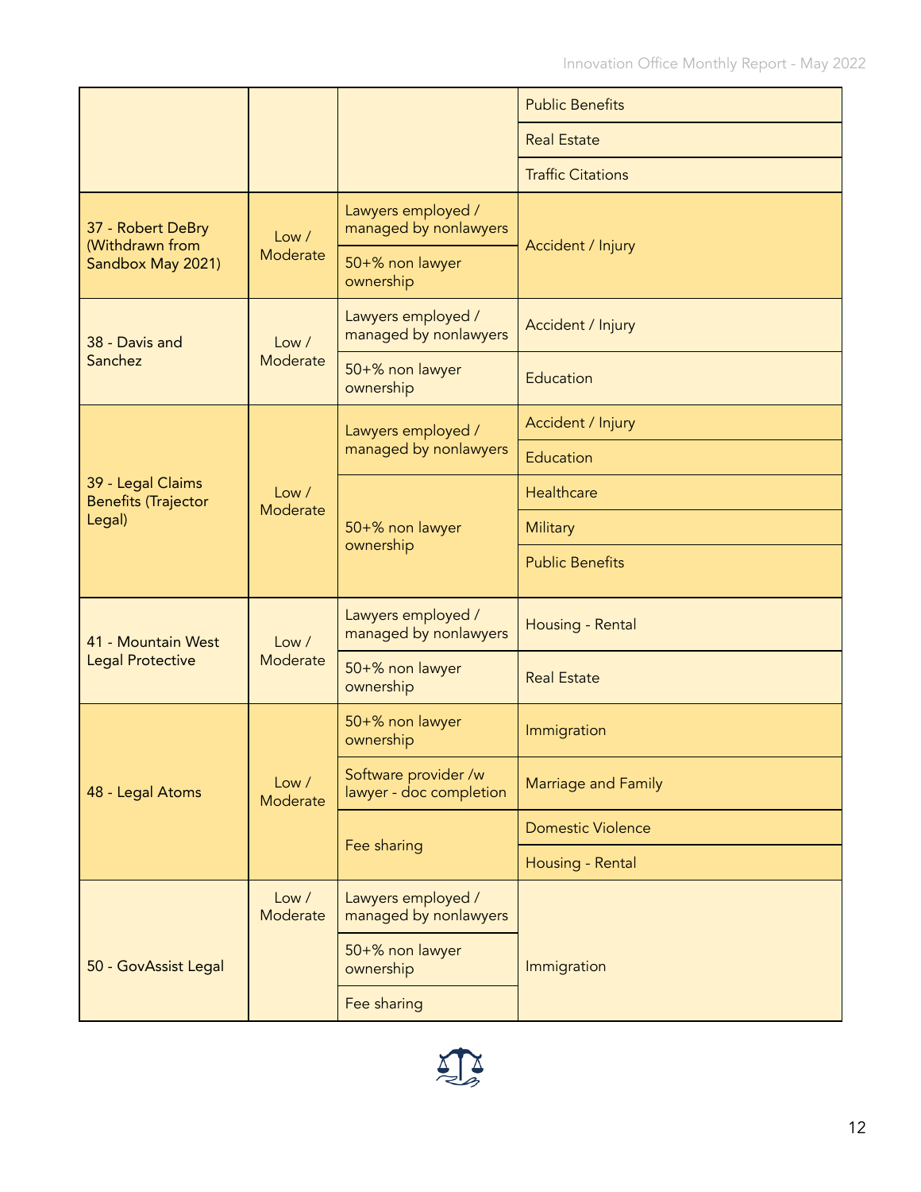| | | | |
|---|---|---|---|
| | | | Public Benefits |
| | | | Real Estate |
| | | | Traffic Citations |
| 37 - Robert DeBry (Withdrawn from Sandbox May 2021) | Low / Moderate | Lawyers employed / managed by nonlawyers | Accident / Injury |
| | | 50+% non lawyer ownership | |
| 38 - Davis and Sanchez | Low / Moderate | Lawyers employed / managed by nonlawyers | Accident / Injury |
| | | 50+% non lawyer ownership | Education |
| 39 - Legal Claims Benefits (Trajector Legal) | Low / Moderate | Lawyers employed / managed by nonlawyers | Accident / Injury |
| | | | Education |
| | | 50+% non lawyer ownership | Healthcare |
| | | | Military |
| | | | Public Benefits |
| 41 - Mountain West Legal Protective | Low / Moderate | Lawyers employed / managed by nonlawyers | Housing - Rental |
| | | 50+% non lawyer ownership | Real Estate |
| 48 - Legal Atoms | Low / Moderate | 50+% non lawyer ownership | Immigration |
| | | Software provider /w lawyer - doc completion | Marriage and Family |
| | | Fee sharing | Domestic Violence |
| | | | Housing - Rental |
| 50 - GovAssist Legal | Low / Moderate | Lawyers employed / managed by nonlawyers | Immigration |
| | | 50+% non lawyer ownership | |
| | | Fee sharing | |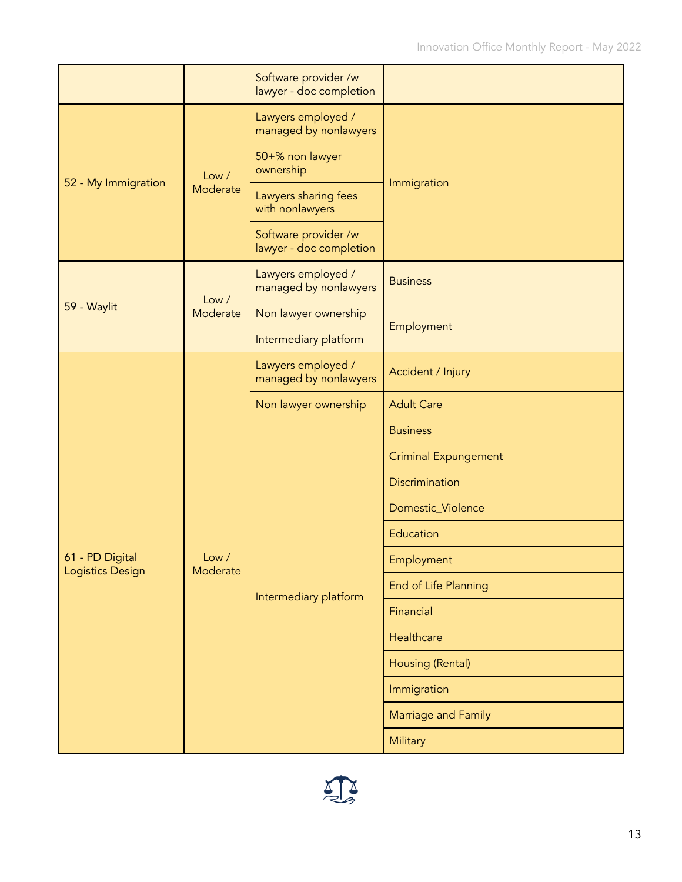| | | Software provider /w lawyer - doc completion | |
|---|---|---|---|
| 52 - My Immigration | Low / Moderate | Lawyers employed / managed by nonlawyers | Immigration |
| | | 50+% non lawyer ownership | |
| | | Lawyers sharing fees with nonlawyers | |
| | | Software provider /w lawyer - doc completion | |
| 59 - Waylit | Low / Moderate | Lawyers employed / managed by nonlawyers | Business |
| | | Non lawyer ownership | Employment |
| | | Intermediary platform | |
| 61 - PD Digital Logistics Design | Low / Moderate | Lawyers employed / managed by nonlawyers | Accident / Injury |
| | | Non lawyer ownership | Adult Care |
| | | Intermediary platform | Business |
| | | | Criminal Expungement |
| | | | Discrimination |
| | | | Domestic_Violence |
| | | | Education |
| | | | Employment |
| | | | End of Life Planning |
| | | | Financial |
| | | | Healthcare |
| | | | Housing (Rental) |
| | | | Immigration |
| | | | Marriage and Family |
| | | | Military |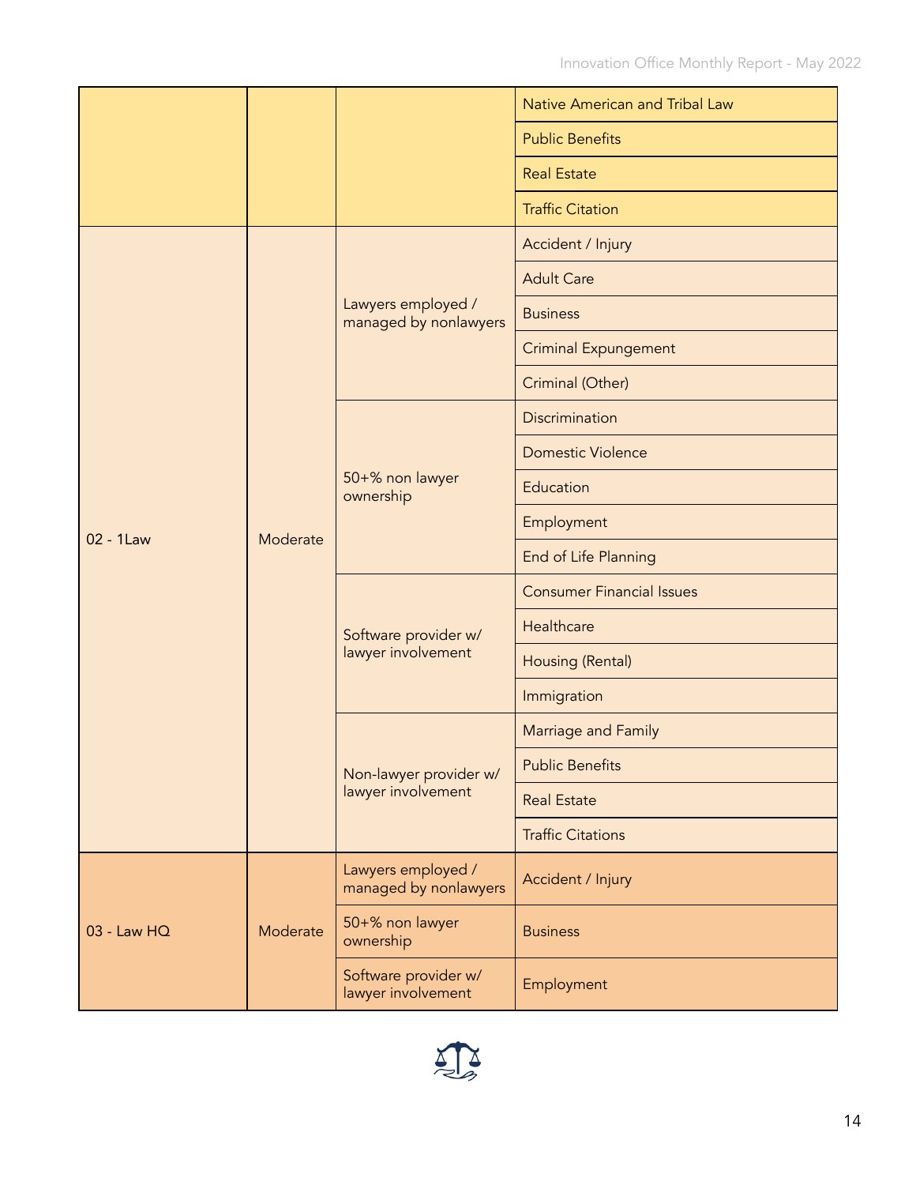| | | | |
|---|---|---|---|
| | | | Native American and Tribal Law |
| | | | Public Benefits |
| | | | Real Estate |
| | | | Traffic Citation |
| 02 - 1Law | Moderate | Lawyers employed / managed by nonlawyers | Accident / Injury |
| | | | Adult Care |
| | | | Business |
| | | | Criminal Expungement |
| | | | Criminal (Other) |
| | | 50+% non lawyer ownership | Discrimination |
| | | | Domestic Violence |
| | | | Education |
| | | | Employment |
| | | | End of Life Planning |
| | | Software provider w/ lawyer involvement | Consumer Financial Issues |
| | | | Healthcare |
| | | | Housing (Rental) |
| | | | Immigration |
| | | Non-lawyer provider w/ lawyer involvement | Marriage and Family |
| | | | Public Benefits |
| | | | Real Estate |
| | | | Traffic Citations |
| 03 - Law HQ | Moderate | Lawyers employed / managed by nonlawyers | Accident / Injury |
| | | 50+% non lawyer ownership | Business |
| | | Software provider w/ lawyer involvement | Employment |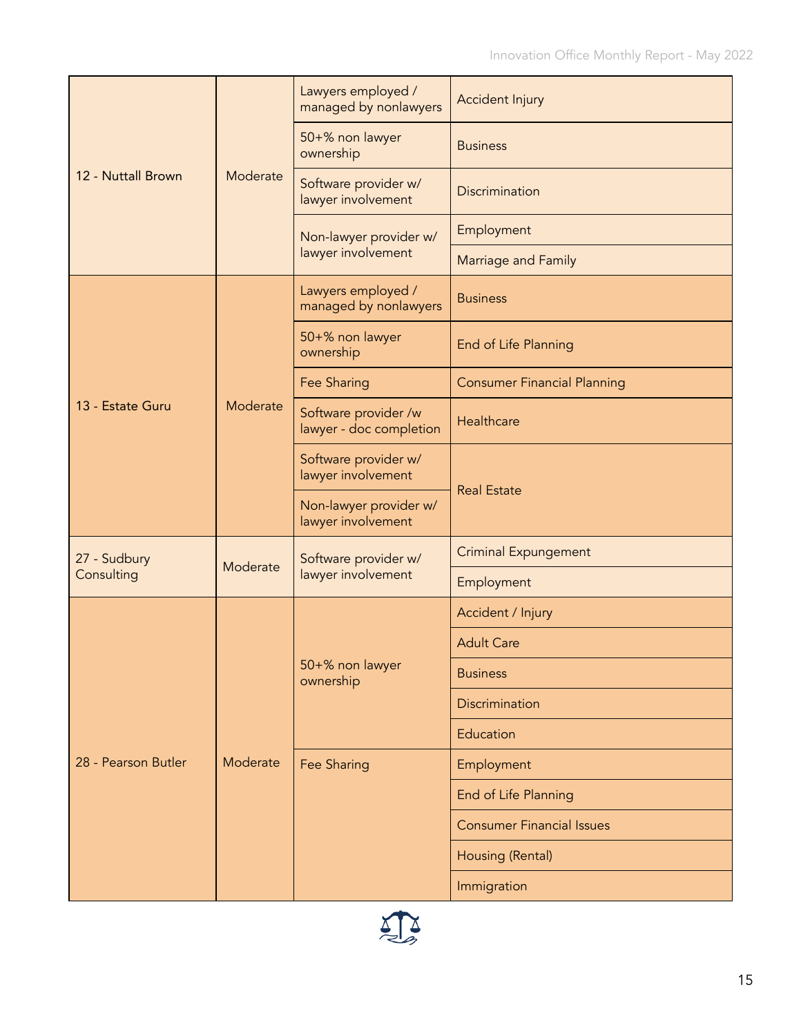| | | | |
|---|---|---|---|
| 12 - Nuttall Brown | Moderate | Lawyers employed / managed by nonlawyers | Accident Injury |
| | | 50+% non lawyer ownership | Business |
| | | Software provider w/ lawyer involvement | Discrimination |
| | | Non-lawyer provider w/ lawyer involvement | Employment |
| | | | Marriage and Family |
| 13 - Estate Guru | Moderate | Lawyers employed / managed by nonlawyers | Business |
| | | 50+% non lawyer ownership | End of Life Planning |
| | | Fee Sharing | Consumer Financial Planning |
| | | Software provider /w lawyer - doc completion | Healthcare |
| | | Software provider w/ lawyer involvement | Real Estate |
| | | Non-lawyer provider w/ lawyer involvement | |
| 27 - Sudbury Consulting | Moderate | Software provider w/ lawyer involvement | Criminal Expungement |
| | | | Employment |
| 28 - Pearson Butler | Moderate | 50+% non lawyer ownership | Accident / Injury |
| | | | Adult Care |
| | | | Business |
| | | | Discrimination |
| | | | Education |
| | | Fee Sharing | Employment |
| | | | End of Life Planning |
| | | | Consumer Financial Issues |
| | | | Housing (Rental) |
| | | | Immigration |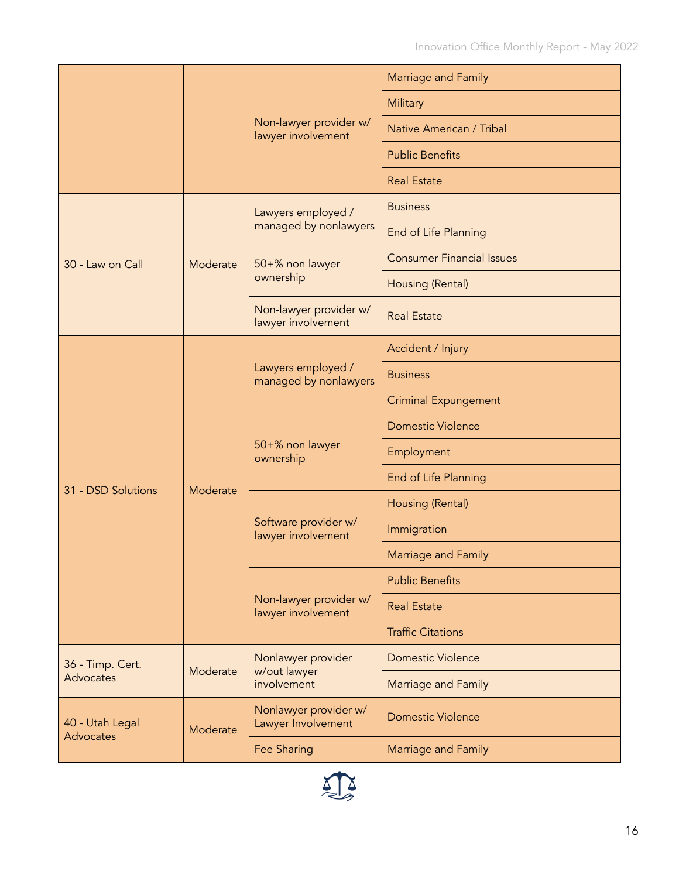| | | | |
|---|---|---|---|
| | | Non-lawyer provider w/ lawyer involvement | Marriage and Family |
| | | | Military |
| | | | Native American / Tribal |
| | | | Public Benefits |
| | | | Real Estate |
| 30 - Law on Call | Moderate | Lawyers employed / managed by nonlawyers | Business |
| | | | End of Life Planning |
| | | 50+% non lawyer ownership | Consumer Financial Issues |
| | | | Housing (Rental) |
| | | Non-lawyer provider w/ lawyer involvement | Real Estate |
| 31 - DSD Solutions | Moderate | Lawyers employed / managed by nonlawyers | Accident / Injury |
| | | | Business |
| | | | Criminal Expungement |
| | | 50+% non lawyer ownership | Domestic Violence |
| | | | Employment |
| | | | End of Life Planning |
| | | Software provider w/ lawyer involvement | Housing (Rental) |
| | | | Immigration |
| | | | Marriage and Family |
| | | Non-lawyer provider w/ lawyer involvement | Public Benefits |
| | | | Real Estate |
| | | | Traffic Citations |
| 36 - Timp. Cert. Advocates | Moderate | Nonlawyer provider w/out lawyer involvement | Domestic Violence |
| | | | Marriage and Family |
| 40 - Utah Legal Advocates | Moderate | Nonlawyer provider w/ Lawyer Involvement | Domestic Violence |
| | | Fee Sharing | Marriage and Family |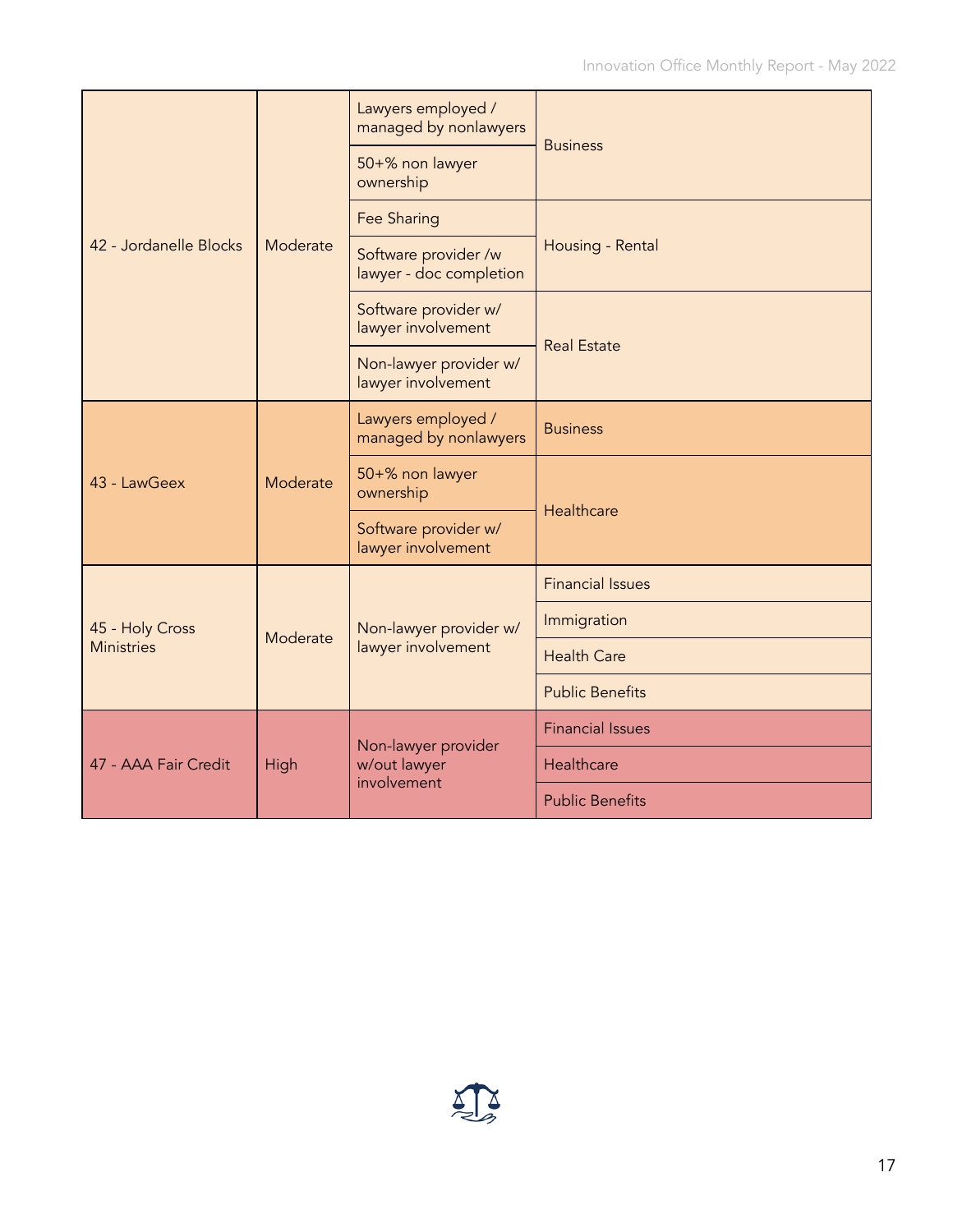| | | | |
|---|---|---|---|
| 42 - Jordanelle Blocks | Moderate | Lawyers employed / managed by nonlawyers | Business |
| | | 50+% non lawyer ownership | |
| | | Fee Sharing | Housing - Rental |
| | | Software provider /w lawyer - doc completion | |
| | | Software provider w/ lawyer involvement | Real Estate |
| | | Non-lawyer provider w/ lawyer involvement | |
| 43 - LawGeex | Moderate | Lawyers employed / managed by nonlawyers | Business |
| | | 50+% non lawyer ownership | Healthcare |
| | | Software provider w/ lawyer involvement | |
| 45 - Holy Cross Ministries | Moderate | Non-lawyer provider w/ lawyer involvement | Financial Issues |
| | | | Immigration |
| | | | Health Care |
| | | | Public Benefits |
| 47 - AAA Fair Credit | High | Non-lawyer provider w/out lawyer involvement | Financial Issues |
| | | | Healthcare |
| | | | Public Benefits |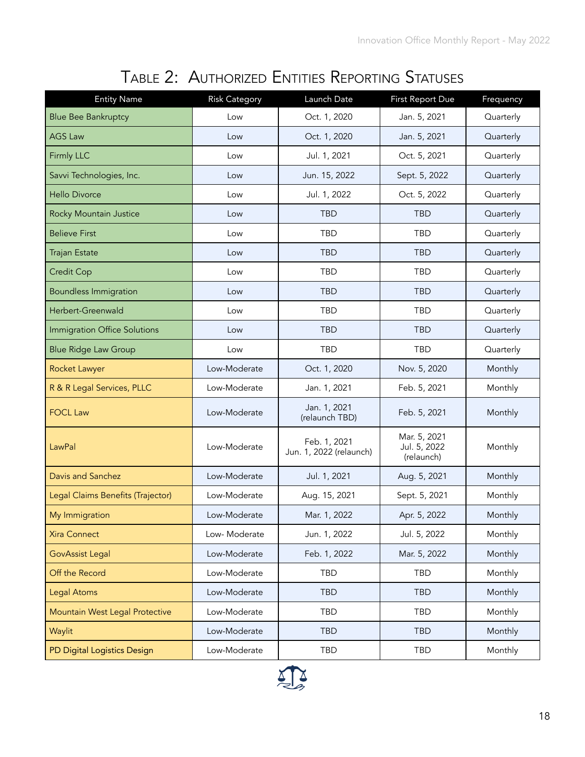## Table 2: Authorized Entities Reporting Statuses

| Entity Name | Risk Category | Launch Date | First Report Due | Frequency |
|---|---|---|---|---|
| Blue Bee Bankruptcy | Low | Oct. 1, 2020 | Jan. 5, 2021 | Quarterly |
| AGS Law | Low | Oct. 1, 2020 | Jan. 5, 2021 | Quarterly |
| Firmly LLC | Low | Jul. 1, 2021 | Oct. 5, 2021 | Quarterly |
| Savvi Technologies, Inc. | Low | Jun. 15, 2022 | Sept. 5, 2022 | Quarterly |
| Hello Divorce | Low | Jul. 1, 2022 | Oct. 5, 2022 | Quarterly |
| Rocky Mountain Justice | Low | TBD | TBD | Quarterly |
| Believe First | Low | TBD | TBD | Quarterly |
| Trajan Estate | Low | TBD | TBD | Quarterly |
| Credit Cop | Low | TBD | TBD | Quarterly |
| Boundless Immigration | Low | TBD | TBD | Quarterly |
| Herbert-Greenwald | Low | TBD | TBD | Quarterly |
| Immigration Office Solutions | Low | TBD | TBD | Quarterly |
| Blue Ridge Law Group | Low | TBD | TBD | Quarterly |
| Rocket Lawyer | Low-Moderate | Oct. 1, 2020 | Nov. 5, 2020 | Monthly |
| R & R Legal Services, PLLC | Low-Moderate | Jan. 1, 2021 | Feb. 5, 2021 | Monthly |
| FOCL Law | Low-Moderate | Jan. 1, 2021 (relaunch TBD) | Feb. 5, 2021 | Monthly |
| LawPal | Low-Moderate | Feb. 1, 2021 Jun. 1, 2022 (relaunch) | Mar. 5, 2021 Jul. 5, 2022 (relaunch) | Monthly |
| Davis and Sanchez | Low-Moderate | Jul. 1, 2021 | Aug. 5, 2021 | Monthly |
| Legal Claims Benefits (Trajector) | Low-Moderate | Aug. 15, 2021 | Sept. 5, 2021 | Monthly |
| My Immigration | Low-Moderate | Mar. 1, 2022 | Apr. 5, 2022 | Monthly |
| Xira Connect | Low- Moderate | Jun. 1, 2022 | Jul. 5, 2022 | Monthly |
| GovAssist Legal | Low-Moderate | Feb. 1, 2022 | Mar. 5, 2022 | Monthly |
| Off the Record | Low-Moderate | TBD | TBD | Monthly |
| Legal Atoms | Low-Moderate | TBD | TBD | Monthly |
| Mountain West Legal Protective | Low-Moderate | TBD | TBD | Monthly |
| Waylit | Low-Moderate | TBD | TBD | Monthly |
| PD Digital Logistics Design | Low-Moderate | TBD | TBD | Monthly |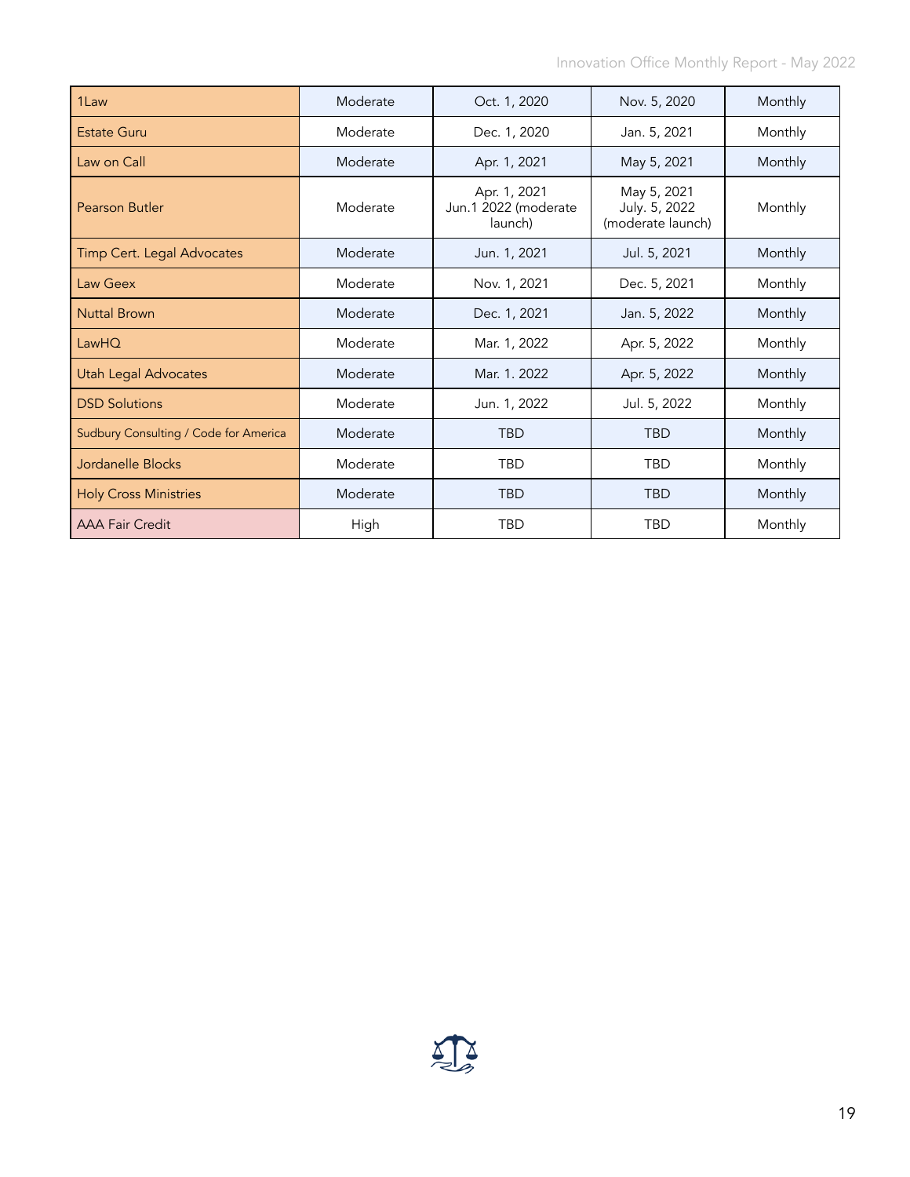| 1Law | Moderate | Oct. 1, 2020 | Nov. 5, 2020 | Monthly |
|---|---|---|---|---|
| Estate Guru | Moderate | Dec. 1, 2020 | Jan. 5, 2021 | Monthly |
| Law on Call | Moderate | Apr. 1, 2021 | May 5, 2021 | Monthly |
| Pearson Butler | Moderate | Apr. 1, 2021 Jun.1 2022 (moderate launch) | May 5, 2021 July. 5, 2022 (moderate launch) | Monthly |
| Timp Cert. Legal Advocates | Moderate | Jun. 1, 2021 | Jul. 5, 2021 | Monthly |
| Law Geex | Moderate | Nov. 1, 2021 | Dec. 5, 2021 | Monthly |
| Nuttal Brown | Moderate | Dec. 1, 2021 | Jan. 5, 2022 | Monthly |
| LawHQ | Moderate | Mar. 1, 2022 | Apr. 5, 2022 | Monthly |
| Utah Legal Advocates | Moderate | Mar. 1. 2022 | Apr. 5, 2022 | Monthly |
| DSD Solutions | Moderate | Jun. 1, 2022 | Jul. 5, 2022 | Monthly |
| Sudbury Consulting / Code for America | Moderate | TBD | TBD | Monthly |
| Jordanelle Blocks | Moderate | TBD | TBD | Monthly |
| Holy Cross Ministries | Moderate | TBD | TBD | Monthly |
| AAA Fair Credit | High | TBD | TBD | Monthly |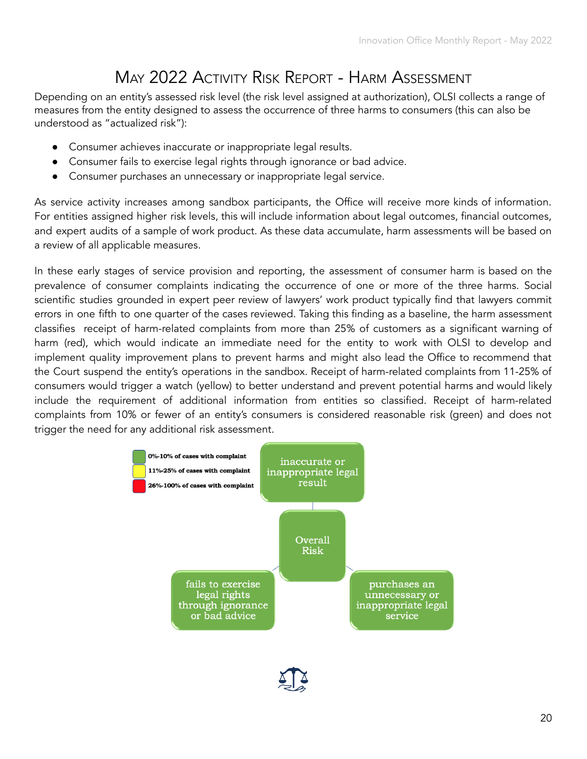# May 2022 Activity Risk Report - Harm Assessment

Depending on an entity's assessed risk level (the risk level assigned at authorization), OLSI collects a range of measures from the entity designed to assess the occurrence of three harms to consumers (this can also be understood as "actualized risk"):

- Consumer achieves inaccurate or inappropriate legal results.
- Consumer fails to exercise legal rights through ignorance or bad advice.
- Consumer purchases an unnecessary or inappropriate legal service.

As service activity increases among sandbox participants, the Office will receive more kinds of information. For entities assigned higher risk levels, this will include information about legal outcomes, financial outcomes, and expert audits of a sample of work product. As these data accumulate, harm assessments will be based on a review of all applicable measures.

In these early stages of service provision and reporting, the assessment of consumer harm is based on the prevalence of consumer complaints indicating the occurrence of one or more of the three harms. Social scientific studies grounded in expert peer review of lawyers' work product typically find that lawyers commit errors in one fifth to one quarter of the cases reviewed. Taking this finding as a baseline, the harm assessment classifies receipt of harm-related complaints from more than 25% of customers as a significant warning of harm (red), which would indicate an immediate need for the entity to work with OLSI to develop and implement quality improvement plans to prevent harms and might also lead the Office to recommend that the Court suspend the entity's operations in the sandbox. Receipt of harm-related complaints from 11-25% of consumers would trigger a watch (yellow) to better understand and prevent potential harms and would likely include the requirement of additional information from entities so classified. Receipt of harm-related complaints from 10% or fewer of an entity's consumers is considered reasonable risk (green) and does not trigger the need for any additional risk assessment.

0%-10% of cases with complaint

11%-25% of cases with complaint

26%-100% of cases with complaint

inaccurate or inappropriate legal result

Overall Risk

fails to exercise legal rights through ignorance or bad advice

purchases an unnecessary or inappropriate legal service